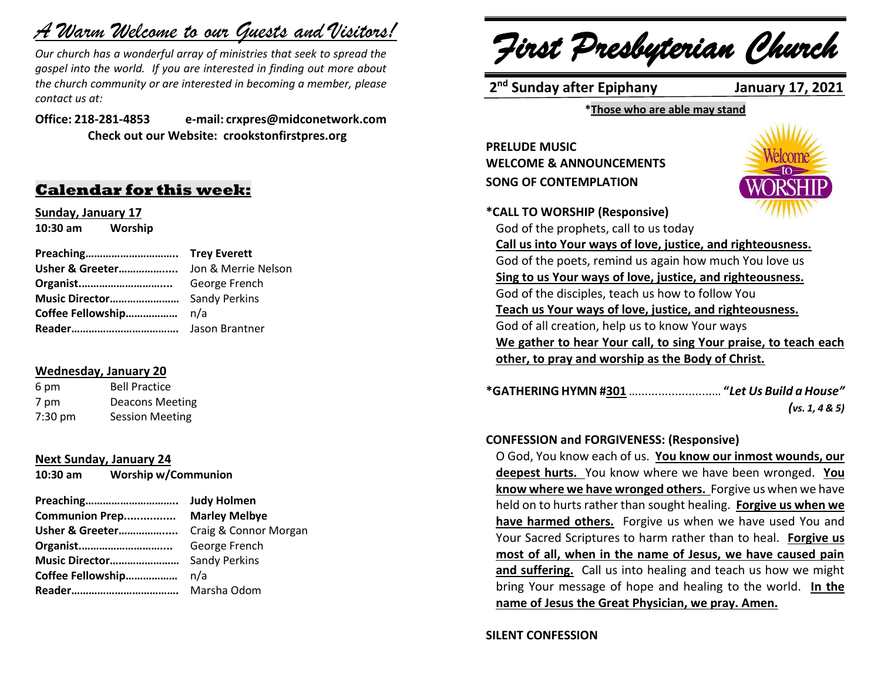# *A Warm Welcome to our Guests and Visitors!*

*Our church has a wonderful array of ministries that seek to spread the gospel into the world. If you are interested in finding out more about the church community or are interested in becoming a member, please contact us at:*

**Office: 218-281-4853** **e-mail: crxpres@midconetwork.com**
**Check out our Website: crookstonfirstpres.org**

## Calendar for this week:

**Sunday, January 17**
**10:30 am Worship**

| | |
|---|---|
| **Preaching…………………………..** | **Trey Everett** |
| **Usher & Greeter………………...** | Jon & Merrie Nelson |
| **Organist…………………………..** | George French |
| **Music Director……………………** | Sandy Perkins |
| **Coffee Fellowship………………** | n/a |
| **Reader……………………………….** | Jason Brantner |

**Wednesday, January 20**

| | |
|---|---|
| 6 pm | Bell Practice |
| 7 pm | Deacons Meeting |
| 7:30 pm | Session Meeting |

**Next Sunday, January 24**
**10:30 am Worship w/Communion**

| | |
|---|---|
| **Preaching…………………………..** | **Judy Holmen** |
| **Communion Prep................** | **Marley Melbye** |
| **Usher & Greeter………………...** | Craig & Connor Morgan |
| **Organist…………………………..** | George French |
| **Music Director……………………** | Sandy Perkins |
| **Coffee Fellowship………………** | n/a |
| **Reader……………………………….** | Marsha Odom |

# *First Presbyterian Church*

**2nd Sunday after Epiphany** **January 17, 2021**

***Those who are able may stand**

**PRELUDE MUSIC**
**WELCOME & ANNOUNCEMENTS**
**SONG OF CONTEMPLATION**

**\*CALL TO WORSHIP (Responsive)**

God of the prophets, call to us today
**Call us into Your ways of love, justice, and righteousness.**
God of the poets, remind us again how much You love us
**Sing to us Your ways of love, justice, and righteousness.**
God of the disciples, teach us how to follow You
**Teach us Your ways of love, justice, and righteousness.**
God of all creation, help us to know Your ways
**We gather to hear Your call, to sing Your praise, to teach each other, to pray and worship as the Body of Christ.**

**\*GATHERING HYMN #301** ……………………… **"*Let Us Build a House"***
***(vs. 1, 4 & 5)***

**CONFESSION and FORGIVENESS: (Responsive)**

O God, You know each of us. **You know our inmost wounds, our deepest hurts.** You know where we have been wronged. **You know where we have wronged others.** Forgive us when we have held on to hurts rather than sought healing. **Forgive us when we have harmed others.** Forgive us when we have used You and Your Sacred Scriptures to harm rather than to heal. **Forgive us most of all, when in the name of Jesus, we have caused pain and suffering.** Call us into healing and teach us how we might bring Your message of hope and healing to the world. **In the name of Jesus the Great Physician, we pray. Amen.**

**SILENT CONFESSION**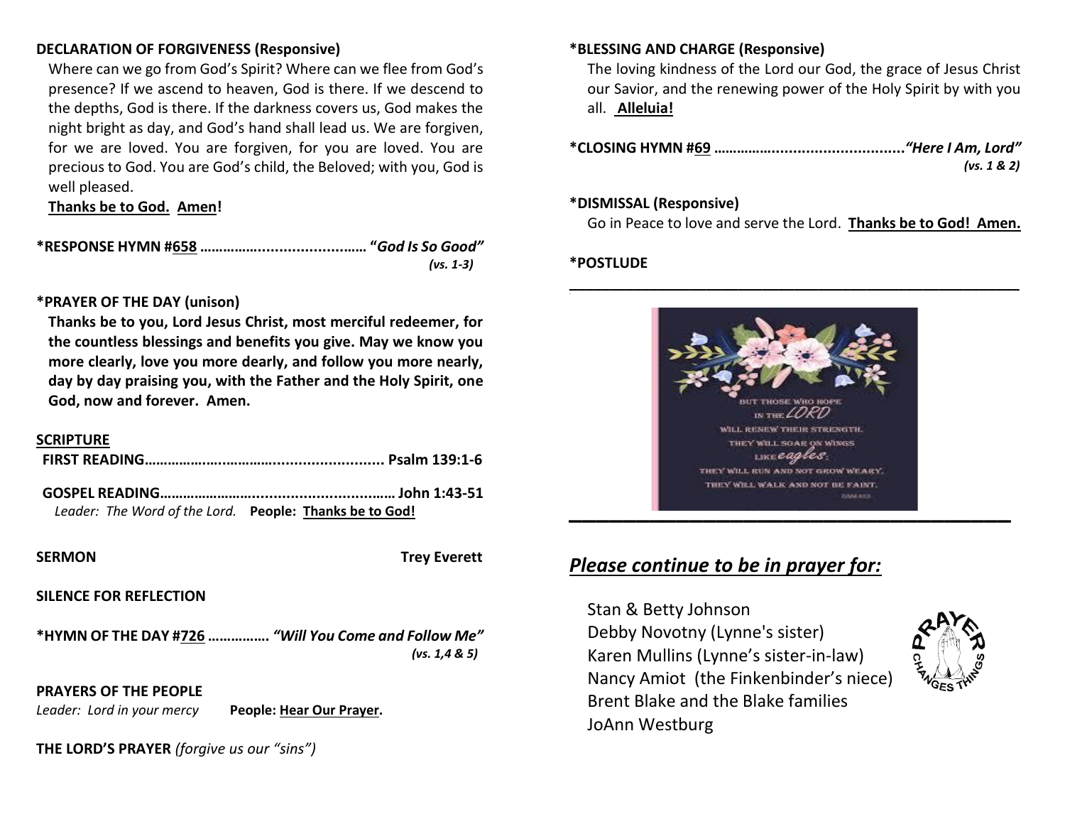**DECLARATION OF FORGIVENESS (Responsive)**

Where can we go from God's Spirit? Where can we flee from God's presence? If we ascend to heaven, God is there. If we descend to the depths, God is there. If the darkness covers us, God makes the night bright as day, and God's hand shall lead us. We are forgiven, for we are loved. You are forgiven, for you are loved. You are precious to God. You are God's child, the Beloved; with you, God is well pleased.

**Thanks be to God. Amen!**

**\*RESPONSE HYMN #658 ……………………………… "*God Is So Good*"** *(vs. 1-3)*

**\*PRAYER OF THE DAY (unison)**

**Thanks be to you, Lord Jesus Christ, most merciful redeemer, for the countless blessings and benefits you give. May we know you more clearly, love you more dearly, and follow you more nearly, day by day praising you, with the Father and the Holy Spirit, one God, now and forever. Amen.**

**SCRIPTURE**

**FIRST READING……………………………………………… Psalm 139:1-6**

**GOSPEL READING……………………………………………… John 1:43-51**

*Leader: The Word of the Lord.* **People: Thanks be to God!**

**SERMON** **Trey Everett**

**SILENCE FOR REFLECTION**

**\*HYMN OF THE DAY #726 ……………. *"Will You Come and Follow Me"*** *(vs. 1,4 & 5)*

**PRAYERS OF THE PEOPLE**

*Leader: Lord in your mercy* **People: Hear Our Prayer.**

**THE LORD'S PRAYER** *(forgive us our "sins")*

**\*BLESSING AND CHARGE (Responsive)**

The loving kindness of the Lord our God, the grace of Jesus Christ our Savior, and the renewing power of the Holy Spirit by with you all. **Alleluia!**

**\*CLOSING HYMN #69 …………………………………………*"Here I Am, Lord"*** *(vs. 1 & 2)*

**\*DISMISSAL (Responsive)**

Go in Peace to love and serve the Lord. **Thanks be to God! Amen.**

**\*POSTLUDE**

---

BUT THOSE WHO HOPE IN THE LORD WILL RENEW THEIR STRENGTH. THEY WILL SOAR ON WINGS LIKE eagles; THEY WILL RUN AND NOT GROW WEARY, THEY WILL WALK AND NOT BE FAINT.

---

## *Please continue to be in prayer for:*

Stan & Betty Johnson
Debby Novotny (Lynne's sister)
Karen Mullins (Lynne's sister-in-law)
Nancy Amiot (the Finkenbinder's niece)
Brent Blake and the Blake families
JoAnn Westburg

PRAYER CHANGES THINGS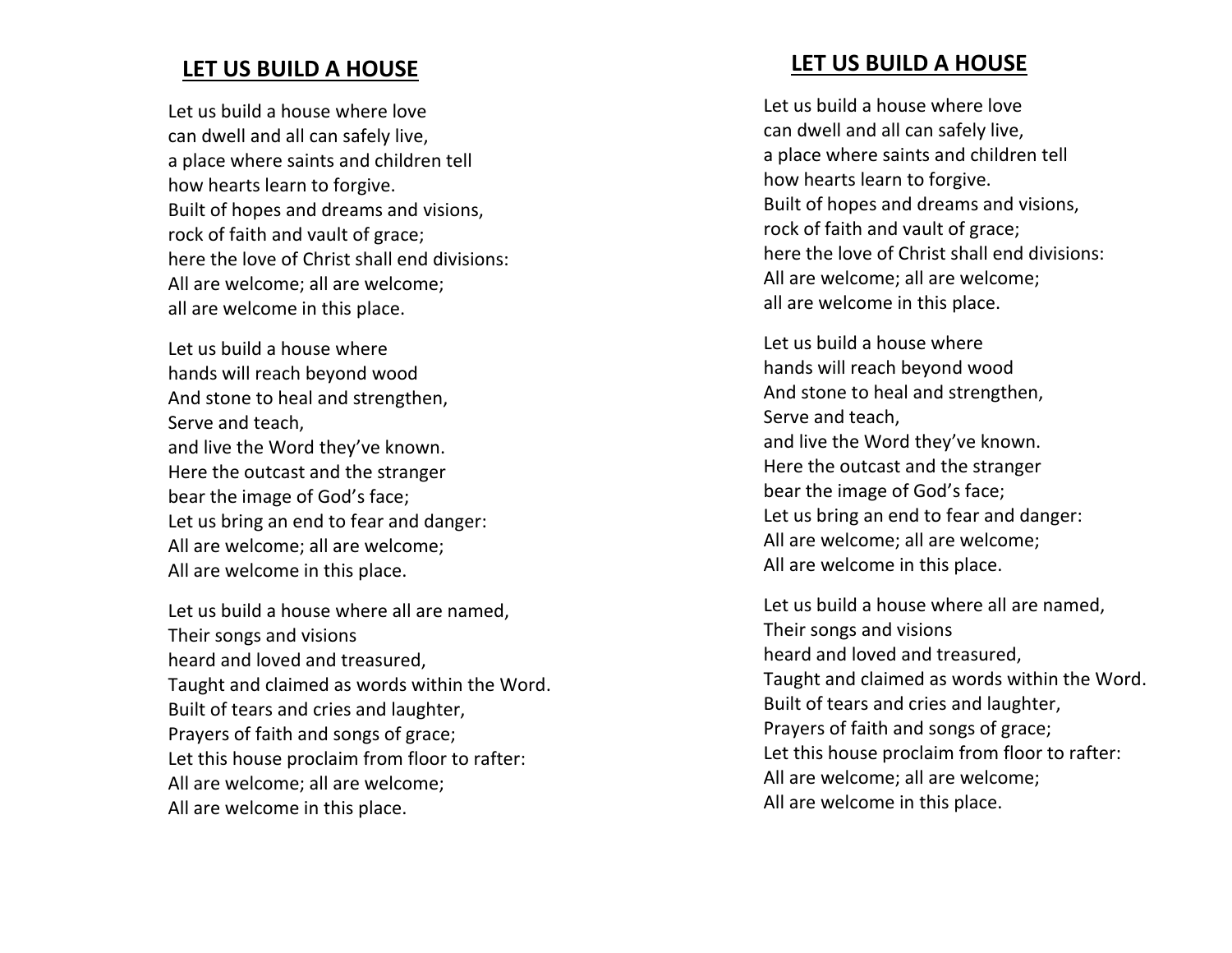## LET US BUILD A HOUSE

Let us build a house where love
can dwell and all can safely live,
a place where saints and children tell
how hearts learn to forgive.
Built of hopes and dreams and visions,
rock of faith and vault of grace;
here the love of Christ shall end divisions:
All are welcome; all are welcome;
all are welcome in this place.

Let us build a house where
hands will reach beyond wood
And stone to heal and strengthen,
Serve and teach,
and live the Word they've known.
Here the outcast and the stranger
bear the image of God's face;
Let us bring an end to fear and danger:
All are welcome; all are welcome;
All are welcome in this place.

Let us build a house where all are named,
Their songs and visions
heard and loved and treasured,
Taught and claimed as words within the Word.
Built of tears and cries and laughter,
Prayers of faith and songs of grace;
Let this house proclaim from floor to rafter:
All are welcome; all are welcome;
All are welcome in this place.

## LET US BUILD A HOUSE

Let us build a house where love
can dwell and all can safely live,
a place where saints and children tell
how hearts learn to forgive.
Built of hopes and dreams and visions,
rock of faith and vault of grace;
here the love of Christ shall end divisions:
All are welcome; all are welcome;
all are welcome in this place.

Let us build a house where
hands will reach beyond wood
And stone to heal and strengthen,
Serve and teach,
and live the Word they've known.
Here the outcast and the stranger
bear the image of God's face;
Let us bring an end to fear and danger:
All are welcome; all are welcome;
All are welcome in this place.

Let us build a house where all are named,
Their songs and visions
heard and loved and treasured,
Taught and claimed as words within the Word.
Built of tears and cries and laughter,
Prayers of faith and songs of grace;
Let this house proclaim from floor to rafter:
All are welcome; all are welcome;
All are welcome in this place.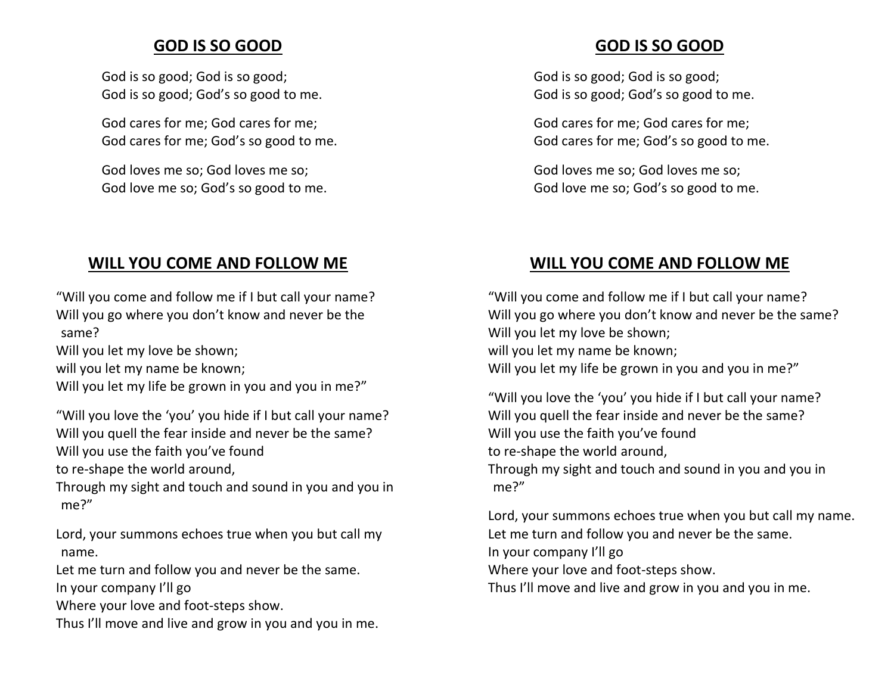## GOD IS SO GOOD

God is so good; God is so good;
God is so good; God's so good to me.

God cares for me; God cares for me;
God cares for me; God's so good to me.

God loves me so; God loves me so;
God love me so; God's so good to me.

## WILL YOU COME AND FOLLOW ME

"Will you come and follow me if I but call your name?
Will you go where you don't know and never be the same?
Will you let my love be shown;
will you let my name be known;
Will you let my life be grown in you and you in me?"

"Will you love the 'you' you hide if I but call your name?
Will you quell the fear inside and never be the same?
Will you use the faith you've found
to re-shape the world around,
Through my sight and touch and sound in you and you in me?"

Lord, your summons echoes true when you but call my name.
Let me turn and follow you and never be the same.
In your company I'll go
Where your love and foot-steps show.
Thus I'll move and live and grow in you and you in me.

## GOD IS SO GOOD

God is so good; God is so good;
God is so good; God's so good to me.

God cares for me; God cares for me;
God cares for me; God's so good to me.

God loves me so; God loves me so;
God love me so; God's so good to me.

## WILL YOU COME AND FOLLOW ME

"Will you come and follow me if I but call your name?
Will you go where you don't know and never be the same?
Will you let my love be shown;
will you let my name be known;
Will you let my life be grown in you and you in me?"

"Will you love the 'you' you hide if I but call your name?
Will you quell the fear inside and never be the same?
Will you use the faith you've found
to re-shape the world around,
Through my sight and touch and sound in you and you in me?"

Lord, your summons echoes true when you but call my name.
Let me turn and follow you and never be the same.
In your company I'll go
Where your love and foot-steps show.
Thus I'll move and live and grow in you and you in me.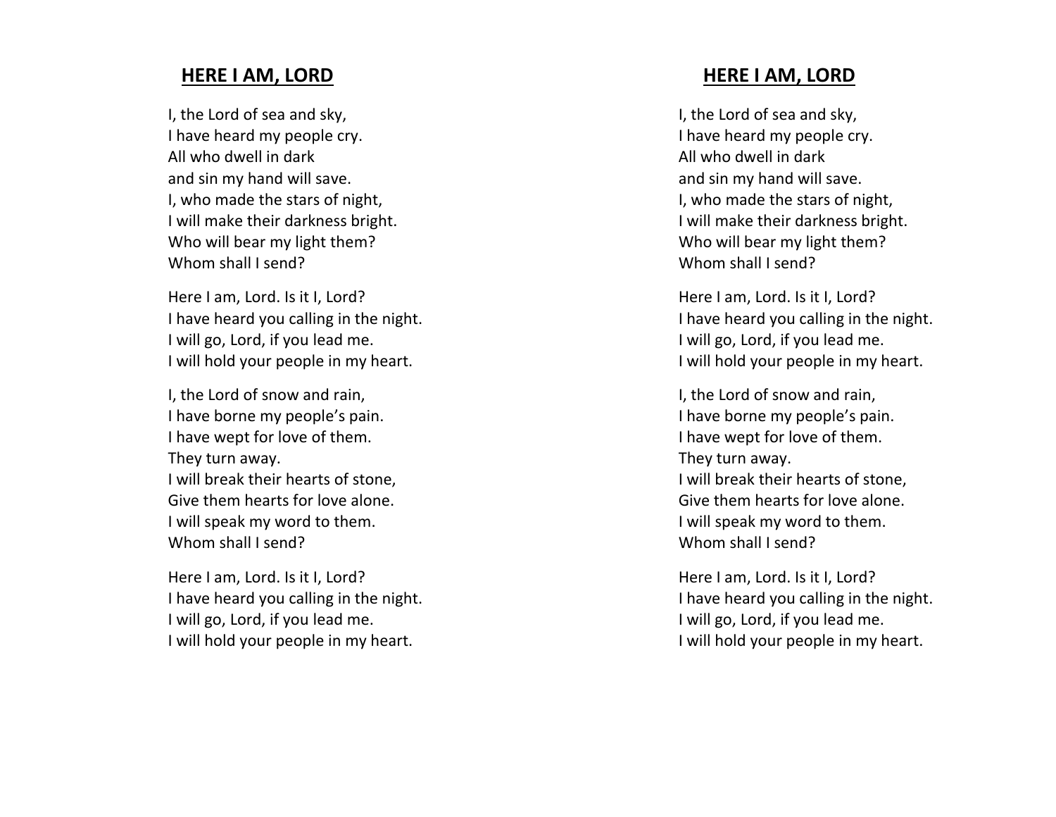## HERE I AM, LORD

I, the Lord of sea and sky,
I have heard my people cry.
All who dwell in dark
and sin my hand will save.
I, who made the stars of night,
I will make their darkness bright.
Who will bear my light them?
Whom shall I send?

Here I am, Lord. Is it I, Lord?
I have heard you calling in the night.
I will go, Lord, if you lead me.
I will hold your people in my heart.

I, the Lord of snow and rain,
I have borne my people's pain.
I have wept for love of them.
They turn away.
I will break their hearts of stone,
Give them hearts for love alone.
I will speak my word to them.
Whom shall I send?

Here I am, Lord. Is it I, Lord?
I have heard you calling in the night.
I will go, Lord, if you lead me.
I will hold your people in my heart.

## HERE I AM, LORD

I, the Lord of sea and sky,
I have heard my people cry.
All who dwell in dark
and sin my hand will save.
I, who made the stars of night,
I will make their darkness bright.
Who will bear my light them?
Whom shall I send?

Here I am, Lord. Is it I, Lord?
I have heard you calling in the night.
I will go, Lord, if you lead me.
I will hold your people in my heart.

I, the Lord of snow and rain,
I have borne my people's pain.
I have wept for love of them.
They turn away.
I will break their hearts of stone,
Give them hearts for love alone.
I will speak my word to them.
Whom shall I send?

Here I am, Lord. Is it I, Lord?
I have heard you calling in the night.
I will go, Lord, if you lead me.
I will hold your people in my heart.